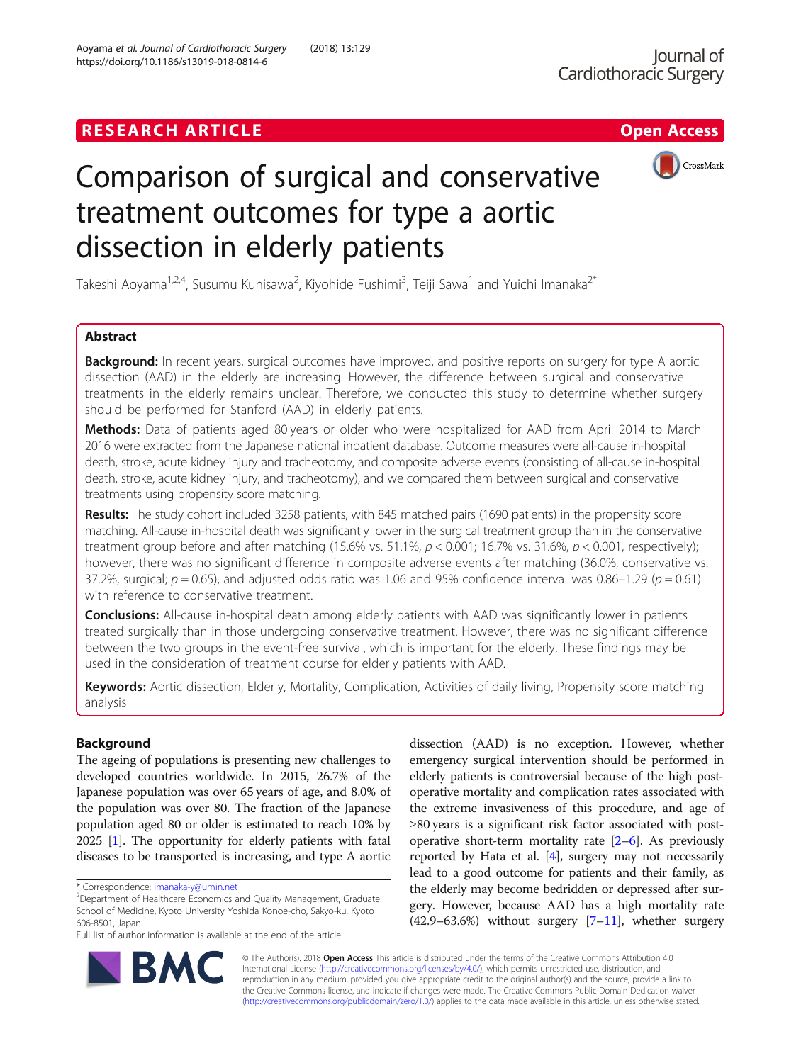RESEARCH ARTICLE

Open Access

# Comparison of surgical and conservative treatment outcomes for type a aortic dissection in elderly patients

Takeshi Aoyama[1,2,4], Susumu Kunisawa[2], Kiyohide Fushimi[3], Teiji Sawa[1] and Yuichi Imanaka[2*]

## Abstract

**Background:** In recent years, surgical outcomes have improved, and positive reports on surgery for type A aortic dissection (AAD) in the elderly are increasing. However, the difference between surgical and conservative treatments in the elderly remains unclear. Therefore, we conducted this study to determine whether surgery should be performed for Stanford (AAD) in elderly patients.

**Methods:** Data of patients aged 80 years or older who were hospitalized for AAD from April 2014 to March 2016 were extracted from the Japanese national inpatient database. Outcome measures were all-cause in-hospital death, stroke, acute kidney injury and tracheotomy, and composite adverse events (consisting of all-cause in-hospital death, stroke, acute kidney injury, and tracheotomy), and we compared them between surgical and conservative treatments using propensity score matching.

**Results:** The study cohort included 3258 patients, with 845 matched pairs (1690 patients) in the propensity score matching. All-cause in-hospital death was significantly lower in the surgical treatment group than in the conservative treatment group before and after matching (15.6% vs. 51.1%, $p < 0.001$; 16.7% vs. 31.6%, $p < 0.001$, respectively); however, there was no significant difference in composite adverse events after matching (36.0%, conservative vs. 37.2%, surgical; $p = 0.65$), and adjusted odds ratio was 1.06 and 95% confidence interval was 0.86–1.29 ($p = 0.61$) with reference to conservative treatment.

**Conclusions:** All-cause in-hospital death among elderly patients with AAD was significantly lower in patients treated surgically than in those undergoing conservative treatment. However, there was no significant difference between the two groups in the event-free survival, which is important for the elderly. These findings may be used in the consideration of treatment course for elderly patients with AAD.

**Keywords:** Aortic dissection, Elderly, Mortality, Complication, Activities of daily living, Propensity score matching analysis

## Background

The ageing of populations is presenting new challenges to developed countries worldwide. In 2015, 26.7% of the Japanese population was over 65 years of age, and 8.0% of the population was over 80. The fraction of the Japanese population aged 80 or older is estimated to reach 10% by 2025 [1]. The opportunity for elderly patients with fatal diseases to be transported is increasing, and type A aortic dissection (AAD) is no exception. However, whether emergency surgical intervention should be performed in elderly patients is controversial because of the high post-operative mortality and complication rates associated with the extreme invasiveness of this procedure, and age of ≥80 years is a significant risk factor associated with post-operative short-term mortality rate [2–6]. As previously reported by Hata et al. [4], surgery may not necessarily lead to a good outcome for patients and their family, as the elderly may become bedridden or depressed after surgery. However, because AAD has a high mortality rate (42.9–63.6%) without surgery [7–11], whether surgery

\* Correspondence: imanaka-y@umin.net
[2]Department of Healthcare Economics and Quality Management, Graduate School of Medicine, Kyoto University Yoshida Konoe-cho, Sakyo-ku, Kyoto 606-8501, Japan
Full list of author information is available at the end of the article

© The Author(s). 2018 **Open Access** This article is distributed under the terms of the Creative Commons Attribution 4.0 International License (http://creativecommons.org/licenses/by/4.0/), which permits unrestricted use, distribution, and reproduction in any medium, provided you give appropriate credit to the original author(s) and the source, provide a link to the Creative Commons license, and indicate if changes were made. The Creative Commons Public Domain Dedication waiver (http://creativecommons.org/publicdomain/zero/1.0/) applies to the data made available in this article, unless otherwise stated.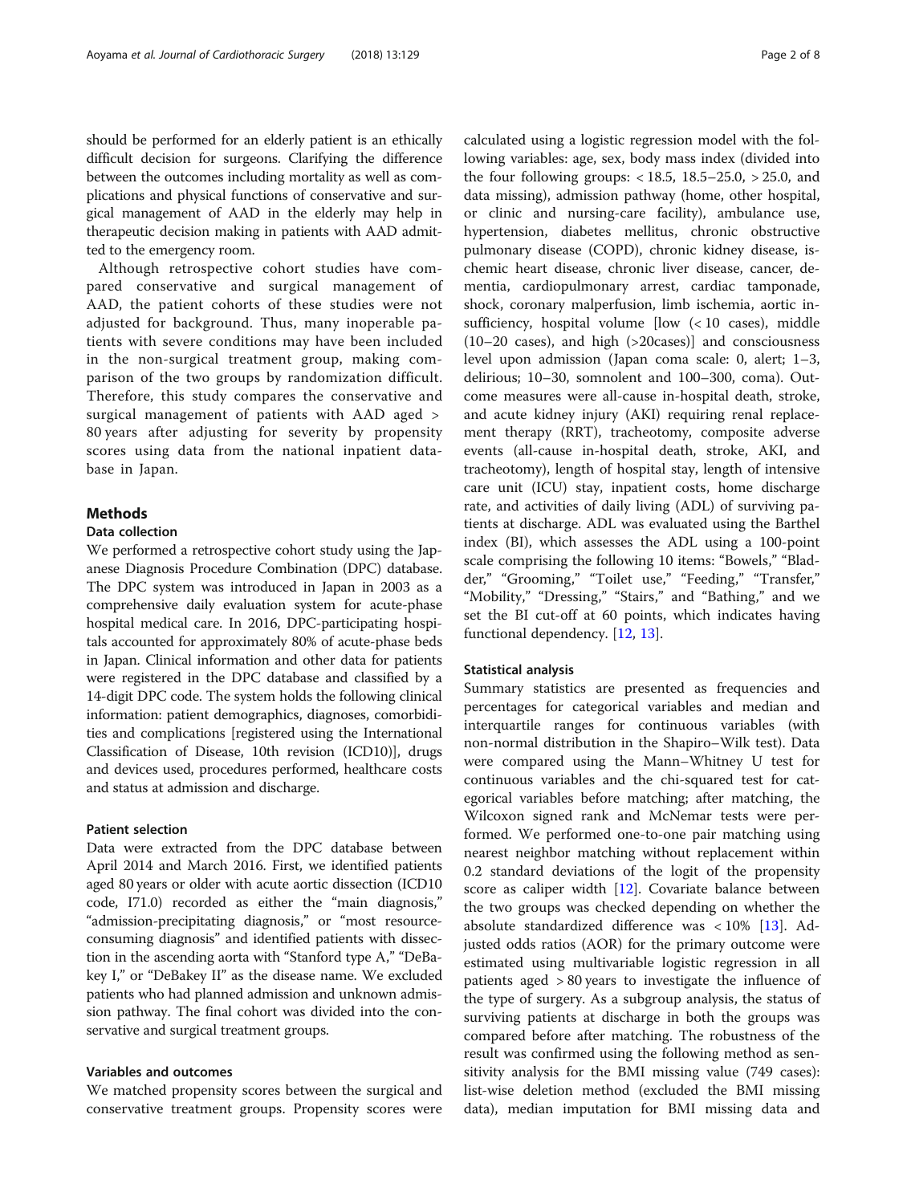should be performed for an elderly patient is an ethically difficult decision for surgeons. Clarifying the difference between the outcomes including mortality as well as complications and physical functions of conservative and surgical management of AAD in the elderly may help in therapeutic decision making in patients with AAD admitted to the emergency room.

Although retrospective cohort studies have compared conservative and surgical management of AAD, the patient cohorts of these studies were not adjusted for background. Thus, many inoperable patients with severe conditions may have been included in the non-surgical treatment group, making comparison of the two groups by randomization difficult. Therefore, this study compares the conservative and surgical management of patients with AAD aged > 80 years after adjusting for severity by propensity scores using data from the national inpatient database in Japan.

## Methods

### Data collection

We performed a retrospective cohort study using the Japanese Diagnosis Procedure Combination (DPC) database. The DPC system was introduced in Japan in 2003 as a comprehensive daily evaluation system for acute-phase hospital medical care. In 2016, DPC-participating hospitals accounted for approximately 80% of acute-phase beds in Japan. Clinical information and other data for patients were registered in the DPC database and classified by a 14-digit DPC code. The system holds the following clinical information: patient demographics, diagnoses, comorbidities and complications [registered using the International Classification of Disease, 10th revision (ICD10)], drugs and devices used, procedures performed, healthcare costs and status at admission and discharge.

### Patient selection

Data were extracted from the DPC database between April 2014 and March 2016. First, we identified patients aged 80 years or older with acute aortic dissection (ICD10 code, I71.0) recorded as either the "main diagnosis," "admission-precipitating diagnosis," or "most resource-consuming diagnosis" and identified patients with dissection in the ascending aorta with "Stanford type A," "DeBakey I," or "DeBakey II" as the disease name. We excluded patients who had planned admission and unknown admission pathway. The final cohort was divided into the conservative and surgical treatment groups.

### Variables and outcomes

We matched propensity scores between the surgical and conservative treatment groups. Propensity scores were calculated using a logistic regression model with the following variables: age, sex, body mass index (divided into the four following groups: < 18.5, 18.5–25.0, > 25.0, and data missing), admission pathway (home, other hospital, or clinic and nursing-care facility), ambulance use, hypertension, diabetes mellitus, chronic obstructive pulmonary disease (COPD), chronic kidney disease, ischemic heart disease, chronic liver disease, cancer, dementia, cardiopulmonary arrest, cardiac tamponade, shock, coronary malperfusion, limb ischemia, aortic insufficiency, hospital volume [low (< 10 cases), middle (10–20 cases), and high (>20cases)] and consciousness level upon admission (Japan coma scale: 0, alert; 1–3, delirious; 10–30, somnolent and 100–300, coma). Outcome measures were all-cause in-hospital death, stroke, and acute kidney injury (AKI) requiring renal replacement therapy (RRT), tracheotomy, composite adverse events (all-cause in-hospital death, stroke, AKI, and tracheotomy), length of hospital stay, length of intensive care unit (ICU) stay, inpatient costs, home discharge rate, and activities of daily living (ADL) of surviving patients at discharge. ADL was evaluated using the Barthel index (BI), which assesses the ADL using a 100-point scale comprising the following 10 items: "Bowels," "Bladder," "Grooming," "Toilet use," "Feeding," "Transfer," "Mobility," "Dressing," "Stairs," and "Bathing," and we set the BI cut-off at 60 points, which indicates having functional dependency. [12, 13].

### Statistical analysis

Summary statistics are presented as frequencies and percentages for categorical variables and median and interquartile ranges for continuous variables (with non-normal distribution in the Shapiro–Wilk test). Data were compared using the Mann–Whitney U test for continuous variables and the chi-squared test for categorical variables before matching; after matching, the Wilcoxon signed rank and McNemar tests were performed. We performed one-to-one pair matching using nearest neighbor matching without replacement within 0.2 standard deviations of the logit of the propensity score as caliper width [12]. Covariate balance between the two groups was checked depending on whether the absolute standardized difference was < 10% [13]. Adjusted odds ratios (AOR) for the primary outcome were estimated using multivariable logistic regression in all patients aged > 80 years to investigate the influence of the type of surgery. As a subgroup analysis, the status of surviving patients at discharge in both the groups was compared before after matching. The robustness of the result was confirmed using the following method as sensitivity analysis for the BMI missing value (749 cases): list-wise deletion method (excluded the BMI missing data), median imputation for BMI missing data and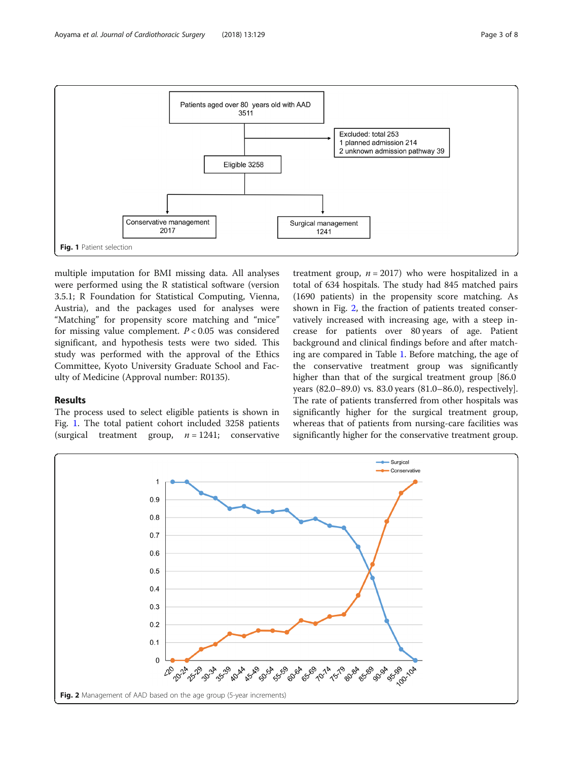Patients aged over 80 years old with AAD 3511

Excluded: total 253
1 planned admission 214
2 unknown admission pathway 39

Eligible 3258

Conservative management 2017

Surgical management 1241

**Fig. 1** Patient selection

multiple imputation for BMI missing data. All analyses were performed using the R statistical software (version 3.5.1; R Foundation for Statistical Computing, Vienna, Austria), and the packages used for analyses were "Matching" for propensity score matching and "mice" for missing value complement. $P < 0.05$ was considered significant, and hypothesis tests were two sided. This study was performed with the approval of the Ethics Committee, Kyoto University Graduate School and Faculty of Medicine (Approval number: R0135).

## Results

The process used to select eligible patients is shown in Fig. 1. The total patient cohort included 3258 patients (surgical treatment group, $n = 1241$; conservative treatment group, $n = 2017$) who were hospitalized in a total of 634 hospitals. The study had 845 matched pairs (1690 patients) in the propensity score matching. As shown in Fig. 2, the fraction of patients treated conservatively increased with increasing age, with a steep increase for patients over 80 years of age. Patient background and clinical findings before and after matching are compared in Table 1. Before matching, the age of the conservative treatment group was significantly higher than that of the surgical treatment group [86.0 years (82.0–89.0) vs. 83.0 years (81.0–86.0), respectively]. The rate of patients transferred from other hospitals was significantly higher for the surgical treatment group, whereas that of patients from nursing-care facilities was significantly higher for the conservative treatment group.

**Fig. 2** Management of AAD based on the age group (5-year increments)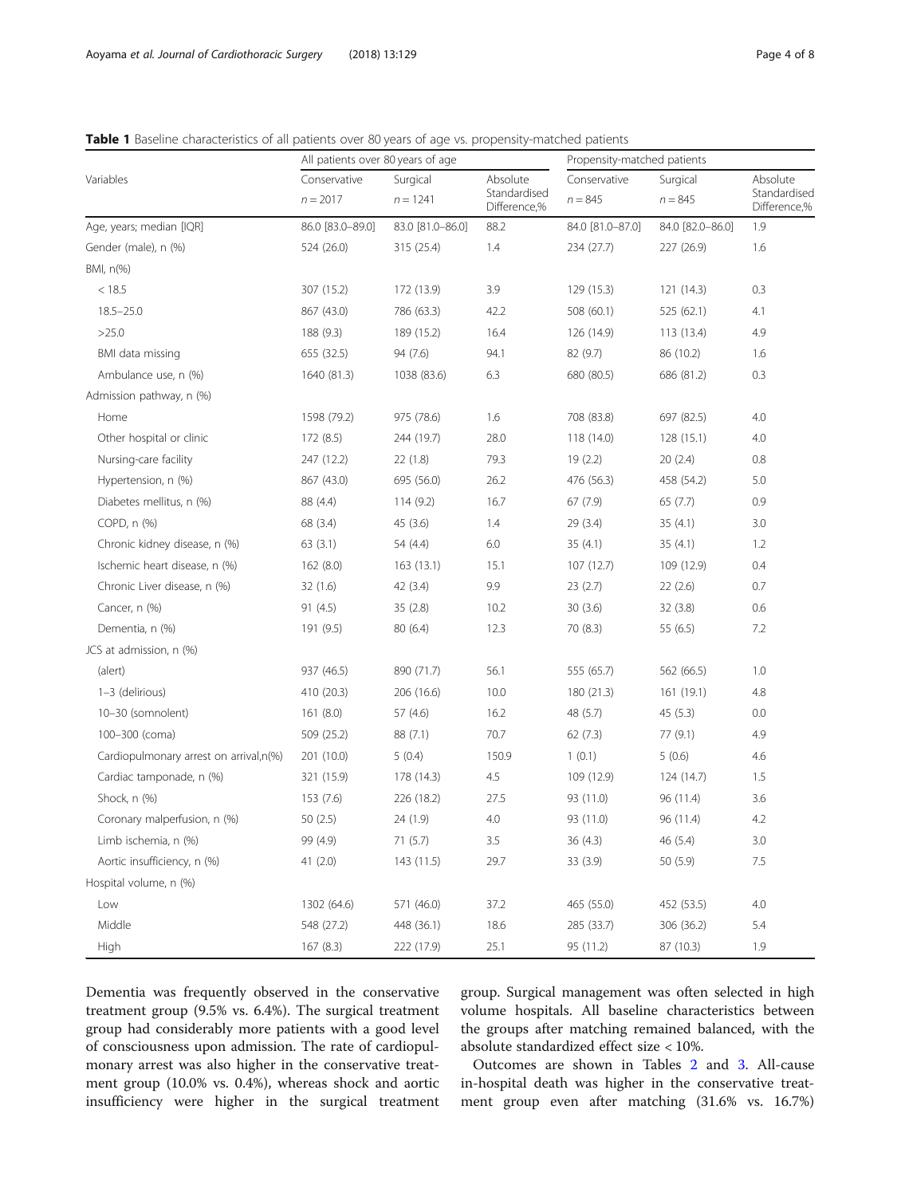**Table 1** Baseline characteristics of all patients over 80 years of age vs. propensity-matched patients

| Variables | All patients over 80 years of age | | | Propensity-matched patients | | |
|---|---|---|---|---|---|---|
| | Conservative $n = 2017$ | Surgical $n = 1241$ | Absolute Standardised Difference,% | Conservative $n = 845$ | Surgical $n = 845$ | Absolute Standardised Difference,% |
| Age, years; median [IQR] | 86.0 [83.0–89.0] | 83.0 [81.0–86.0] | 88.2 | 84.0 [81.0–87.0] | 84.0 [82.0–86.0] | 1.9 |
| Gender (male), n (%) | 524 (26.0) | 315 (25.4) | 1.4 | 234 (27.7) | 227 (26.9) | 1.6 |
| BMI, n(%) | | | | | | |
| < 18.5 | 307 (15.2) | 172 (13.9) | 3.9 | 129 (15.3) | 121 (14.3) | 0.3 |
| 18.5–25.0 | 867 (43.0) | 786 (63.3) | 42.2 | 508 (60.1) | 525 (62.1) | 4.1 |
| >25.0 | 188 (9.3) | 189 (15.2) | 16.4 | 126 (14.9) | 113 (13.4) | 4.9 |
| BMI data missing | 655 (32.5) | 94 (7.6) | 94.1 | 82 (9.7) | 86 (10.2) | 1.6 |
| Ambulance use, n (%) | 1640 (81.3) | 1038 (83.6) | 6.3 | 680 (80.5) | 686 (81.2) | 0.3 |
| Admission pathway, n (%) | | | | | | |
| Home | 1598 (79.2) | 975 (78.6) | 1.6 | 708 (83.8) | 697 (82.5) | 4.0 |
| Other hospital or clinic | 172 (8.5) | 244 (19.7) | 28.0 | 118 (14.0) | 128 (15.1) | 4.0 |
| Nursing-care facility | 247 (12.2) | 22 (1.8) | 79.3 | 19 (2.2) | 20 (2.4) | 0.8 |
| Hypertension, n (%) | 867 (43.0) | 695 (56.0) | 26.2 | 476 (56.3) | 458 (54.2) | 5.0 |
| Diabetes mellitus, n (%) | 88 (4.4) | 114 (9.2) | 16.7 | 67 (7.9) | 65 (7.7) | 0.9 |
| COPD, n (%) | 68 (3.4) | 45 (3.6) | 1.4 | 29 (3.4) | 35 (4.1) | 3.0 |
| Chronic kidney disease, n (%) | 63 (3.1) | 54 (4.4) | 6.0 | 35 (4.1) | 35 (4.1) | 1.2 |
| Ischemic heart disease, n (%) | 162 (8.0) | 163 (13.1) | 15.1 | 107 (12.7) | 109 (12.9) | 0.4 |
| Chronic Liver disease, n (%) | 32 (1.6) | 42 (3.4) | 9.9 | 23 (2.7) | 22 (2.6) | 0.7 |
| Cancer, n (%) | 91 (4.5) | 35 (2.8) | 10.2 | 30 (3.6) | 32 (3.8) | 0.6 |
| Dementia, n (%) | 191 (9.5) | 80 (6.4) | 12.3 | 70 (8.3) | 55 (6.5) | 7.2 |
| JCS at admission, n (%) | | | | | | |
| (alert) | 937 (46.5) | 890 (71.7) | 56.1 | 555 (65.7) | 562 (66.5) | 1.0 |
| 1–3 (delirious) | 410 (20.3) | 206 (16.6) | 10.0 | 180 (21.3) | 161 (19.1) | 4.8 |
| 10–30 (somnolent) | 161 (8.0) | 57 (4.6) | 16.2 | 48 (5.7) | 45 (5.3) | 0.0 |
| 100–300 (coma) | 509 (25.2) | 88 (7.1) | 70.7 | 62 (7.3) | 77 (9.1) | 4.9 |
| Cardiopulmonary arrest on arrival,n(%) | 201 (10.0) | 5 (0.4) | 150.9 | 1 (0.1) | 5 (0.6) | 4.6 |
| Cardiac tamponade, n (%) | 321 (15.9) | 178 (14.3) | 4.5 | 109 (12.9) | 124 (14.7) | 1.5 |
| Shock, n (%) | 153 (7.6) | 226 (18.2) | 27.5 | 93 (11.0) | 96 (11.4) | 3.6 |
| Coronary malperfusion, n (%) | 50 (2.5) | 24 (1.9) | 4.0 | 93 (11.0) | 96 (11.4) | 4.2 |
| Limb ischemia, n (%) | 99 (4.9) | 71 (5.7) | 3.5 | 36 (4.3) | 46 (5.4) | 3.0 |
| Aortic insufficiency, n (%) | 41 (2.0) | 143 (11.5) | 29.7 | 33 (3.9) | 50 (5.9) | 7.5 |
| Hospital volume, n (%) | | | | | | |
| Low | 1302 (64.6) | 571 (46.0) | 37.2 | 465 (55.0) | 452 (53.5) | 4.0 |
| Middle | 548 (27.2) | 448 (36.1) | 18.6 | 285 (33.7) | 306 (36.2) | 5.4 |
| High | 167 (8.3) | 222 (17.9) | 25.1 | 95 (11.2) | 87 (10.3) | 1.9 |

Dementia was frequently observed in the conservative treatment group (9.5% vs. 6.4%). The surgical treatment group had considerably more patients with a good level of consciousness upon admission. The rate of cardiopulmonary arrest was also higher in the conservative treatment group (10.0% vs. 0.4%), whereas shock and aortic insufficiency were higher in the surgical treatment group. Surgical management was often selected in high volume hospitals. All baseline characteristics between the groups after matching remained balanced, with the absolute standardized effect size < 10%.

Outcomes are shown in Tables 2 and 3. All-cause in-hospital death was higher in the conservative treatment group even after matching (31.6% vs. 16.7%)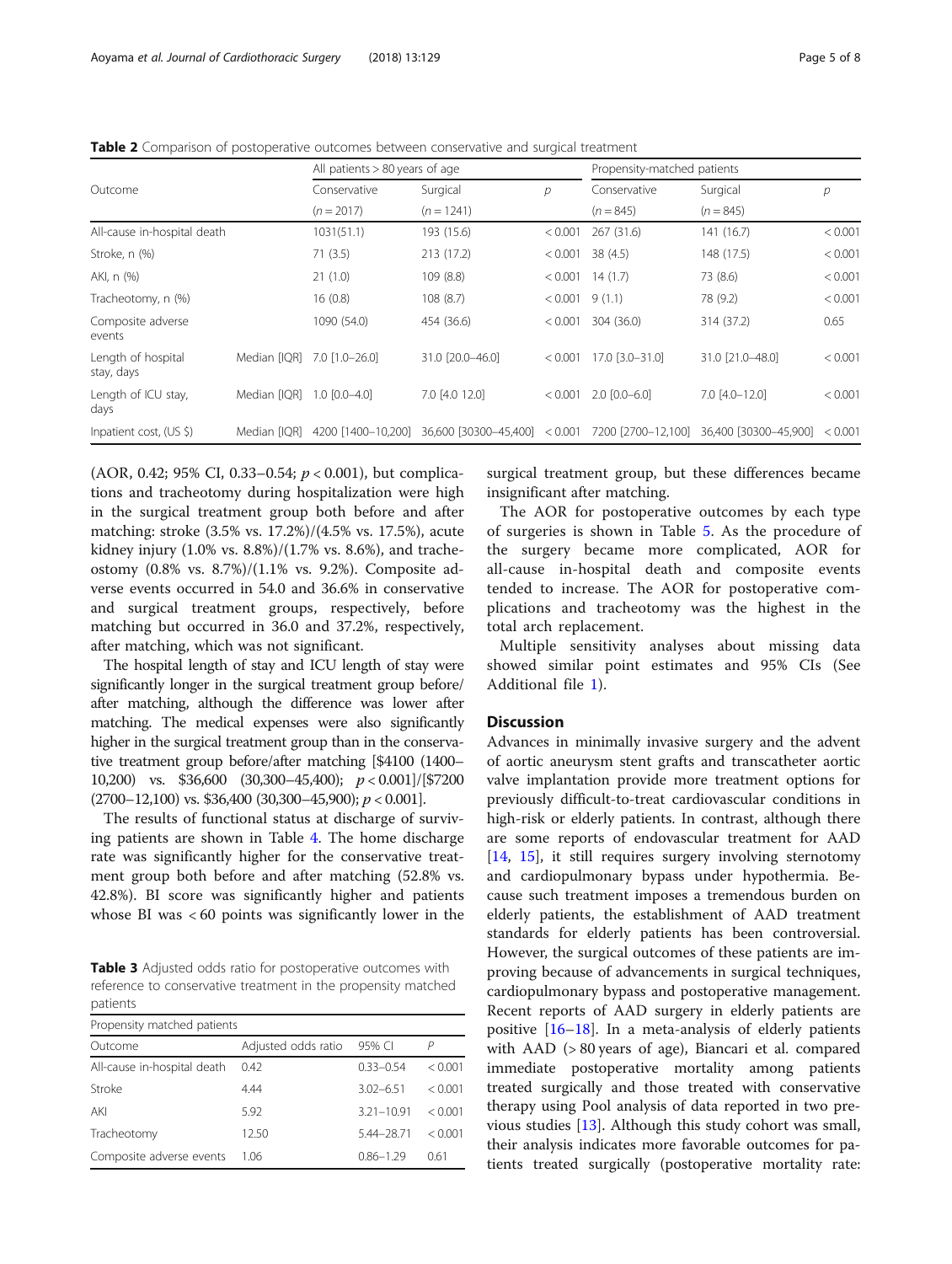**Table 2** Comparison of postoperative outcomes between conservative and surgical treatment

| Outcome | | All patients > 80 years of age | | | Propensity-matched patients | | |
|---|---|---|---|---|---|---|---|
| | | Conservative | Surgical | *p* | Conservative | Surgical | *p* |
| | | (*n* = 2017) | (*n* = 1241) | | (*n* = 845) | (*n* = 845) | |
| All-cause in-hospital death | | 1031(51.1) | 193 (15.6) | < 0.001 | 267 (31.6) | 141 (16.7) | < 0.001 |
| Stroke, n (%) | | 71 (3.5) | 213 (17.2) | < 0.001 | 38 (4.5) | 148 (17.5) | < 0.001 |
| AKI, n (%) | | 21 (1.0) | 109 (8.8) | < 0.001 | 14 (1.7) | 73 (8.6) | < 0.001 |
| Tracheotomy, n (%) | | 16 (0.8) | 108 (8.7) | < 0.001 | 9 (1.1) | 78 (9.2) | < 0.001 |
| Composite adverse events | | 1090 (54.0) | 454 (36.6) | < 0.001 | 304 (36.0) | 314 (37.2) | 0.65 |
| Length of hospital stay, days | Median [IQR] | 7.0 [1.0–26.0] | 31.0 [20.0–46.0] | < 0.001 | 17.0 [3.0–31.0] | 31.0 [21.0–48.0] | < 0.001 |
| Length of ICU stay, days | Median [IQR] | 1.0 [0.0–4.0] | 7.0 [4.0 12.0] | < 0.001 | 2.0 [0.0–6.0] | 7.0 [4.0–12.0] | < 0.001 |
| Inpatient cost, (US $) | Median [IQR] | 4200 [1400–10,200] | 36,600 [30300–45,400] | < 0.001 | 7200 [2700–12,100] | 36,400 [30300–45,900] | < 0.001 |

(AOR, 0.42; 95% CI, 0.33–0.54; $p < 0.001$), but complications and tracheotomy during hospitalization were high in the surgical treatment group both before and after matching: stroke (3.5% vs. 17.2%)/(4.5% vs. 17.5%), acute kidney injury (1.0% vs. 8.8%)/(1.7% vs. 8.6%), and tracheostomy (0.8% vs. 8.7%)/(1.1% vs. 9.2%). Composite adverse events occurred in 54.0 and 36.6% in conservative and surgical treatment groups, respectively, before matching but occurred in 36.0 and 37.2%, respectively, after matching, which was not significant.

The hospital length of stay and ICU length of stay were significantly longer in the surgical treatment group before/after matching, although the difference was lower after matching. The medical expenses were also significantly higher in the surgical treatment group than in the conservative treatment group before/after matching [$4100 (1400–10,200) vs. $36,600 (30,300–45,400); $p < 0.001$]/[$7200 (2700–12,100) vs. $36,400 (30,300–45,900); $p < 0.001$].

The results of functional status at discharge of surviving patients are shown in Table 4. The home discharge rate was significantly higher for the conservative treatment group both before and after matching (52.8% vs. 42.8%). BI score was significantly higher and patients whose BI was < 60 points was significantly lower in the surgical treatment group, but these differences became insignificant after matching.

**Table 3** Adjusted odds ratio for postoperative outcomes with reference to conservative treatment in the propensity matched patients

| Propensity matched patients | | | |
|---|---|---|---|
| Outcome | Adjusted odds ratio | 95% CI | *P* |
| All-cause in-hospital death | 0.42 | 0.33–0.54 | < 0.001 |
| Stroke | 4.44 | 3.02–6.51 | < 0.001 |
| AKI | 5.92 | 3.21–10.91 | < 0.001 |
| Tracheotomy | 12.50 | 5.44–28.71 | < 0.001 |
| Composite adverse events | 1.06 | 0.86–1.29 | 0.61 |

The AOR for postoperative outcomes by each type of surgeries is shown in Table 5. As the procedure of the surgery became more complicated, AOR for all-cause in-hospital death and composite events tended to increase. The AOR for postoperative complications and tracheotomy was the highest in the total arch replacement.

Multiple sensitivity analyses about missing data showed similar point estimates and 95% CIs (See Additional file 1).

## Discussion

Advances in minimally invasive surgery and the advent of aortic aneurysm stent grafts and transcatheter aortic valve implantation provide more treatment options for previously difficult-to-treat cardiovascular conditions in high-risk or elderly patients. In contrast, although there are some reports of endovascular treatment for AAD [14, 15], it still requires surgery involving sternotomy and cardiopulmonary bypass under hypothermia. Because such treatment imposes a tremendous burden on elderly patients, the establishment of AAD treatment standards for elderly patients has been controversial. However, the surgical outcomes of these patients are improving because of advancements in surgical techniques, cardiopulmonary bypass and postoperative management. Recent reports of AAD surgery in elderly patients are positive [16–18]. In a meta-analysis of elderly patients with AAD (> 80 years of age), Biancari et al. compared immediate postoperative mortality among patients treated surgically and those treated with conservative therapy using Pool analysis of data reported in two previous studies [13]. Although this study cohort was small, their analysis indicates more favorable outcomes for patients treated surgically (postoperative mortality rate: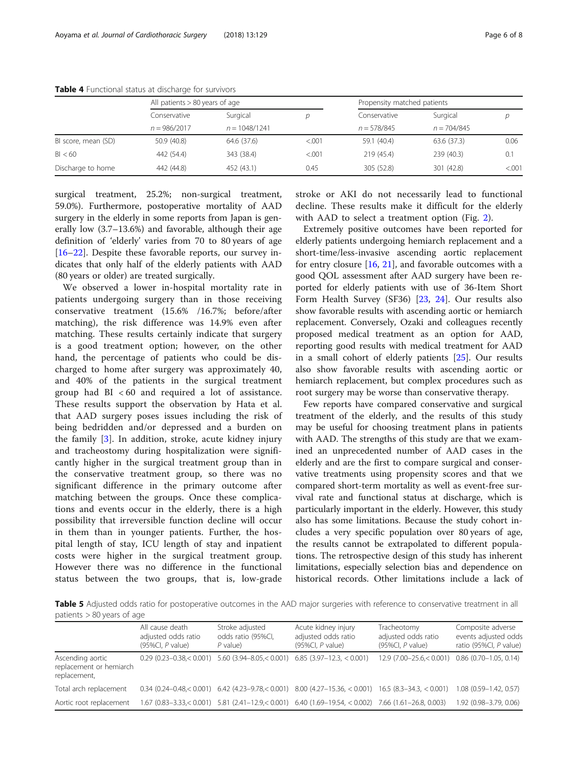**Table 4** Functional status at discharge for survivors

| | All patients > 80 years of age | | | Propensity matched patients | | |
|---|---|---|---|---|---|---|
| | Conservative | Surgical | *p* | Conservative | Surgical | *p* |
| | *n* = 986/2017 | *n* = 1048/1241 | | *n* = 578/845 | *n* = 704/845 | |
| BI score, mean (SD) | 50.9 (40.8) | 64.6 (37.6) | <.001 | 59.1 (40.4) | 63.6 (37.3) | 0.06 |
| BI < 60 | 442 (54.4) | 343 (38.4) | <.001 | 219 (45.4) | 239 (40.3) | 0.1 |
| Discharge to home | 442 (44.8) | 452 (43.1) | 0.45 | 305 (52.8) | 301 (42.8) | <.001 |

surgical treatment, 25.2%; non-surgical treatment, 59.0%). Furthermore, postoperative mortality of AAD surgery in the elderly in some reports from Japan is generally low (3.7–13.6%) and favorable, although their age definition of 'elderly' varies from 70 to 80 years of age [16–22]. Despite these favorable reports, our survey indicates that only half of the elderly patients with AAD (80 years or older) are treated surgically.

We observed a lower in-hospital mortality rate in patients undergoing surgery than in those receiving conservative treatment (15.6% /16.7%; before/after matching), the risk difference was 14.9% even after matching. These results certainly indicate that surgery is a good treatment option; however, on the other hand, the percentage of patients who could be discharged to home after surgery was approximately 40, and 40% of the patients in the surgical treatment group had BI < 60 and required a lot of assistance. These results support the observation by Hata et al. that AAD surgery poses issues including the risk of being bedridden and/or depressed and a burden on the family [3]. In addition, stroke, acute kidney injury and tracheostomy during hospitalization were significantly higher in the surgical treatment group than in the conservative treatment group, so there was no significant difference in the primary outcome after matching between the groups. Once these complications and events occur in the elderly, there is a high possibility that irreversible function decline will occur in them than in younger patients. Further, the hospital length of stay, ICU length of stay and inpatient costs were higher in the surgical treatment group. However there was no difference in the functional status between the two groups, that is, low-grade stroke or AKI do not necessarily lead to functional decline. These results make it difficult for the elderly with AAD to select a treatment option (Fig. 2).

Extremely positive outcomes have been reported for elderly patients undergoing hemiarch replacement and a short-time/less-invasive ascending aortic replacement for entry closure [16, 21], and favorable outcomes with a good QOL assessment after AAD surgery have been reported for elderly patients with use of 36-Item Short Form Health Survey (SF36) [23, 24]. Our results also show favorable results with ascending aortic or hemiarch replacement. Conversely, Ozaki and colleagues recently proposed medical treatment as an option for AAD, reporting good results with medical treatment for AAD in a small cohort of elderly patients [25]. Our results also show favorable results with ascending aortic or hemiarch replacement, but complex procedures such as root surgery may be worse than conservative therapy.

Few reports have compared conservative and surgical treatment of the elderly, and the results of this study may be useful for choosing treatment plans in patients with AAD. The strengths of this study are that we examined an unprecedented number of AAD cases in the elderly and are the first to compare surgical and conservative treatments using propensity scores and that we compared short-term mortality as well as event-free survival rate and functional status at discharge, which is particularly important in the elderly. However, this study also has some limitations. Because the study cohort includes a very specific population over 80 years of age, the results cannot be extrapolated to different populations. The retrospective design of this study has inherent limitations, especially selection bias and dependence on historical records. Other limitations include a lack of

**Table 5** Adjusted odds ratio for postoperative outcomes in the AAD major surgeries with reference to conservative treatment in all patients > 80 years of age

| | All cause death adjusted odds ratio (95%CI, *P* value) | Stroke adjusted odds ratio (95%CI, *P* value) | Acute kidney injury adjusted odds ratio (95%CI, *P* value) | Tracheotomy adjusted odds ratio (95%CI, *P* value) | Composite adverse events adjusted odds ratio (95%CI, *P* value) |
|---|---|---|---|---|---|
| Ascending aortic replacement or hemiarch replacement, | 0.29 (0.23–0.38,< 0.001) | 5.60 (3.94–8.05,< 0.001) | 6.85 (3.97–12.3, < 0.001) | 12.9 (7.00–25.6,< 0.001) | 0.86 (0.70–1.05, 0.14) |
| Total arch replacement | 0.34 (0.24–0.48,< 0.001) | 6.42 (4.23–9.78,< 0.001) | 8.00 (4.27–15.36, < 0.001) | 16.5 (8.3–34.3, < 0.001) | 1.08 (0.59–1.42, 0.57) |
| Aortic root replacement | 1.67 (0.83–3.33,< 0.001) | 5.81 (2.41–12.9,< 0.001) | 6.40 (1.69–19.54, < 0.002) | 7.66 (1.61–26.8, 0.003) | 1.92 (0.98–3.79, 0.06) |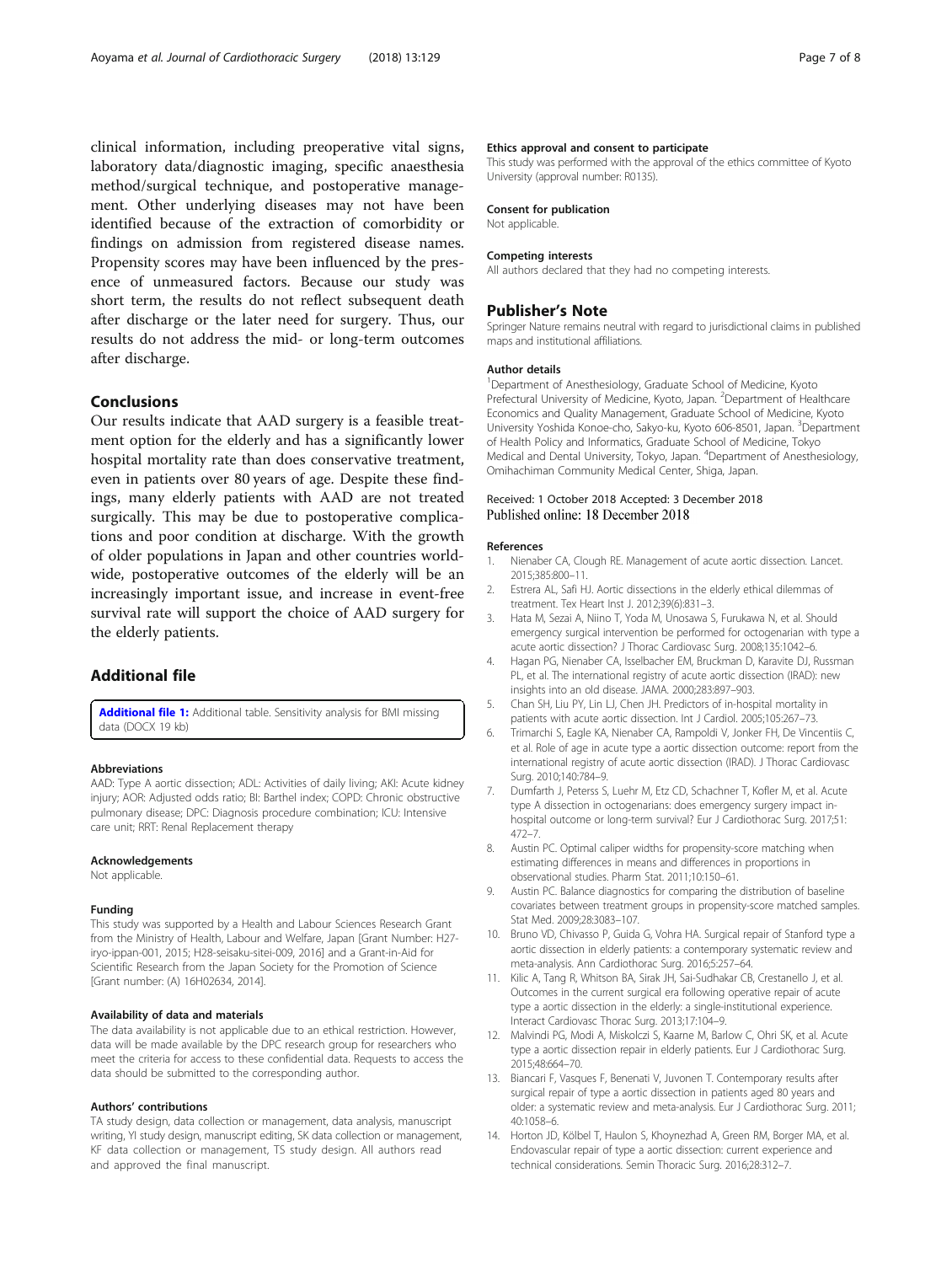clinical information, including preoperative vital signs, laboratory data/diagnostic imaging, specific anaesthesia method/surgical technique, and postoperative management. Other underlying diseases may not have been identified because of the extraction of comorbidity or findings on admission from registered disease names. Propensity scores may have been influenced by the presence of unmeasured factors. Because our study was short term, the results do not reflect subsequent death after discharge or the later need for surgery. Thus, our results do not address the mid- or long-term outcomes after discharge.

## Conclusions

Our results indicate that AAD surgery is a feasible treatment option for the elderly and has a significantly lower hospital mortality rate than does conservative treatment, even in patients over 80 years of age. Despite these findings, many elderly patients with AAD are not treated surgically. This may be due to postoperative complications and poor condition at discharge. With the growth of older populations in Japan and other countries worldwide, postoperative outcomes of the elderly will be an increasingly important issue, and increase in event-free survival rate will support the choice of AAD surgery for the elderly patients.

## Additional file

**Additional file 1:** Additional table. Sensitivity analysis for BMI missing data (DOCX 19 kb)

#### Abbreviations

AAD: Type A aortic dissection; ADL: Activities of daily living; AKI: Acute kidney injury; AOR: Adjusted odds ratio; BI: Barthel index; COPD: Chronic obstructive pulmonary disease; DPC: Diagnosis procedure combination; ICU: Intensive care unit; RRT: Renal Replacement therapy

#### Acknowledgements

Not applicable.

#### Funding

This study was supported by a Health and Labour Sciences Research Grant from the Ministry of Health, Labour and Welfare, Japan [Grant Number: H27-iryo-ippan-001, 2015; H28-seisaku-sitei-009, 2016] and a Grant-in-Aid for Scientific Research from the Japan Society for the Promotion of Science [Grant number: (A) 16H02634, 2014].

#### Availability of data and materials

The data availability is not applicable due to an ethical restriction. However, data will be made available by the DPC research group for researchers who meet the criteria for access to these confidential data. Requests to access the data should be submitted to the corresponding author.

#### Authors' contributions

TA study design, data collection or management, data analysis, manuscript writing, YI study design, manuscript editing, SK data collection or management, KF data collection or management, TS study design. All authors read and approved the final manuscript.

#### Ethics approval and consent to participate

This study was performed with the approval of the ethics committee of Kyoto University (approval number: R0135).

#### Consent for publication

Not applicable.

#### Competing interests

All authors declared that they had no competing interests.

### Publisher's Note

Springer Nature remains neutral with regard to jurisdictional claims in published maps and institutional affiliations.

#### Author details

[1]Department of Anesthesiology, Graduate School of Medicine, Kyoto Prefectural University of Medicine, Kyoto, Japan. [2]Department of Healthcare Economics and Quality Management, Graduate School of Medicine, Kyoto University Yoshida Konoe-cho, Sakyo-ku, Kyoto 606-8501, Japan. [3]Department of Health Policy and Informatics, Graduate School of Medicine, Tokyo Medical and Dental University, Tokyo, Japan. [4]Department of Anesthesiology, Omihachiman Community Medical Center, Shiga, Japan.

Received: 1 October 2018 Accepted: 3 December 2018
Published online: 18 December 2018

#### References

1. Nienaber CA, Clough RE. Management of acute aortic dissection. Lancet. 2015;385:800–11.
2. Estrera AL, Safi HJ. Aortic dissections in the elderly ethical dilemmas of treatment. Tex Heart Inst J. 2012;39(6):831–3.
3. Hata M, Sezai A, Niino T, Yoda M, Unosawa S, Furukawa N, et al. Should emergency surgical intervention be performed for octogenarian with type a acute aortic dissection? J Thorac Cardiovasc Surg. 2008;135:1042–6.
4. Hagan PG, Nienaber CA, Isselbacher EM, Bruckman D, Karavite DJ, Russman PL, et al. The international registry of acute aortic dissection (IRAD): new insights into an old disease. JAMA. 2000;283:897–903.
5. Chan SH, Liu PY, Lin LJ, Chen JH. Predictors of in-hospital mortality in patients with acute aortic dissection. Int J Cardiol. 2005;105:267–73.
6. Trimarchi S, Eagle KA, Nienaber CA, Rampoldi V, Jonker FH, De Vincentiis C, et al. Role of age in acute type a aortic dissection outcome: report from the international registry of acute aortic dissection (IRAD). J Thorac Cardiovasc Surg. 2010;140:784–9.
7. Dumfarth J, Peterss S, Luehr M, Etz CD, Schachner T, Kofler M, et al. Acute type A dissection in octogenarians: does emergency surgery impact in-hospital outcome or long-term survival? Eur J Cardiothorac Surg. 2017;51: 472–7.
8. Austin PC. Optimal caliper widths for propensity-score matching when estimating differences in means and differences in proportions in observational studies. Pharm Stat. 2011;10:150–61.
9. Austin PC. Balance diagnostics for comparing the distribution of baseline covariates between treatment groups in propensity-score matched samples. Stat Med. 2009;28:3083–107.
10. Bruno VD, Chivasso P, Guida G, Vohra HA. Surgical repair of Stanford type a aortic dissection in elderly patients: a contemporary systematic review and meta-analysis. Ann Cardiothorac Surg. 2016;5:257–64.
11. Kilic A, Tang R, Whitson BA, Sirak JH, Sai-Sudhakar CB, Crestanello J, et al. Outcomes in the current surgical era following operative repair of acute type a aortic dissection in the elderly: a single-institutional experience. Interact Cardiovasc Thorac Surg. 2013;17:104–9.
12. Malvindi PG, Modi A, Miskolczi S, Kaarne M, Barlow C, Ohri SK, et al. Acute type a aortic dissection repair in elderly patients. Eur J Cardiothorac Surg. 2015;48:664–70.
13. Biancari F, Vasques F, Benenati V, Juvonen T. Contemporary results after surgical repair of type a aortic dissection in patients aged 80 years and older: a systematic review and meta-analysis. Eur J Cardiothorac Surg. 2011; 40:1058–6.
14. Horton JD, Kölbel T, Haulon S, Khoynezhad A, Green RM, Borger MA, et al. Endovascular repair of type a aortic dissection: current experience and technical considerations. Semin Thoracic Surg. 2016;28:312–7.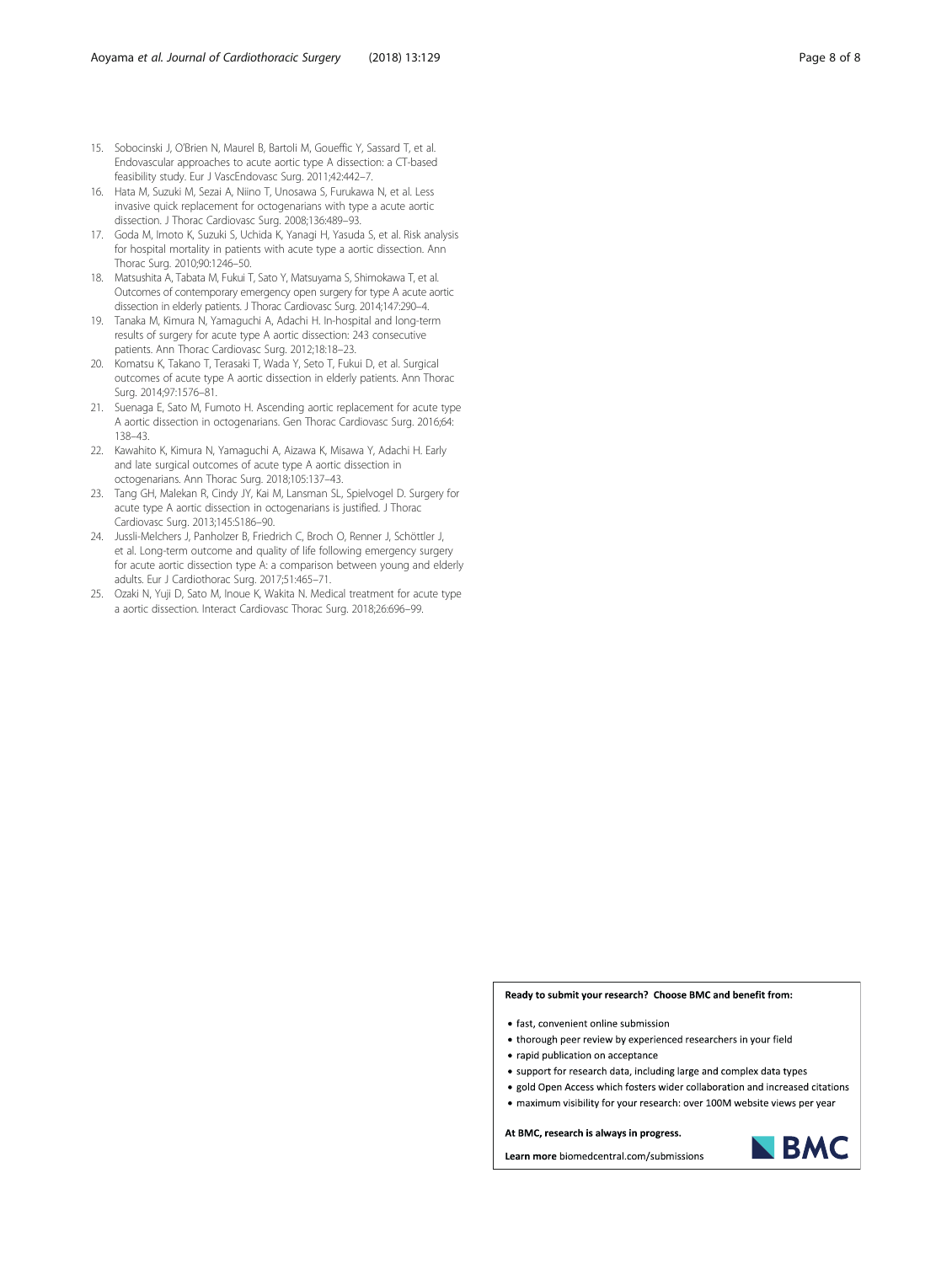15. Sobocinski J, O'Brien N, Maurel B, Bartoli M, Goueffic Y, Sassard T, et al. Endovascular approaches to acute aortic type A dissection: a CT-based feasibility study. Eur J VascEndovasc Surg. 2011;42:442–7.
16. Hata M, Suzuki M, Sezai A, Niino T, Unosawa S, Furukawa N, et al. Less invasive quick replacement for octogenarians with type a acute aortic dissection. J Thorac Cardiovasc Surg. 2008;136:489–93.
17. Goda M, Imoto K, Suzuki S, Uchida K, Yanagi H, Yasuda S, et al. Risk analysis for hospital mortality in patients with acute type a aortic dissection. Ann Thorac Surg. 2010;90:1246–50.
18. Matsushita A, Tabata M, Fukui T, Sato Y, Matsuyama S, Shimokawa T, et al. Outcomes of contemporary emergency open surgery for type A acute aortic dissection in elderly patients. J Thorac Cardiovasc Surg. 2014;147:290–4.
19. Tanaka M, Kimura N, Yamaguchi A, Adachi H. In-hospital and long-term results of surgery for acute type A aortic dissection: 243 consecutive patients. Ann Thorac Cardiovasc Surg. 2012;18:18–23.
20. Komatsu K, Takano T, Terasaki T, Wada Y, Seto T, Fukui D, et al. Surgical outcomes of acute type A aortic dissection in elderly patients. Ann Thorac Surg. 2014;97:1576–81.
21. Suenaga E, Sato M, Fumoto H. Ascending aortic replacement for acute type A aortic dissection in octogenarians. Gen Thorac Cardiovasc Surg. 2016;64:138–43.
22. Kawahito K, Kimura N, Yamaguchi A, Aizawa K, Misawa Y, Adachi H. Early and late surgical outcomes of acute type A aortic dissection in octogenarians. Ann Thorac Surg. 2018;105:137–43.
23. Tang GH, Malekan R, Cindy JY, Kai M, Lansman SL, Spielvogel D. Surgery for acute type A aortic dissection in octogenarians is justified. J Thorac Cardiovasc Surg. 2013;145:S186–90.
24. Jussli-Melchers J, Panholzer B, Friedrich C, Broch O, Renner J, Schöttler J, et al. Long-term outcome and quality of life following emergency surgery for acute aortic dissection type A: a comparison between young and elderly adults. Eur J Cardiothorac Surg. 2017;51:465–71.
25. Ozaki N, Yuji D, Sato M, Inoue K, Wakita N. Medical treatment for acute type a aortic dissection. Interact Cardiovasc Thorac Surg. 2018;26:696–99.

**Ready to submit your research? Choose BMC and benefit from:**

- fast, convenient online submission
- thorough peer review by experienced researchers in your field
- rapid publication on acceptance
- support for research data, including large and complex data types
- gold Open Access which fosters wider collaboration and increased citations
- maximum visibility for your research: over 100M website views per year

**At BMC, research is always in progress.**

**Learn more** biomedcentral.com/submissions

BMC